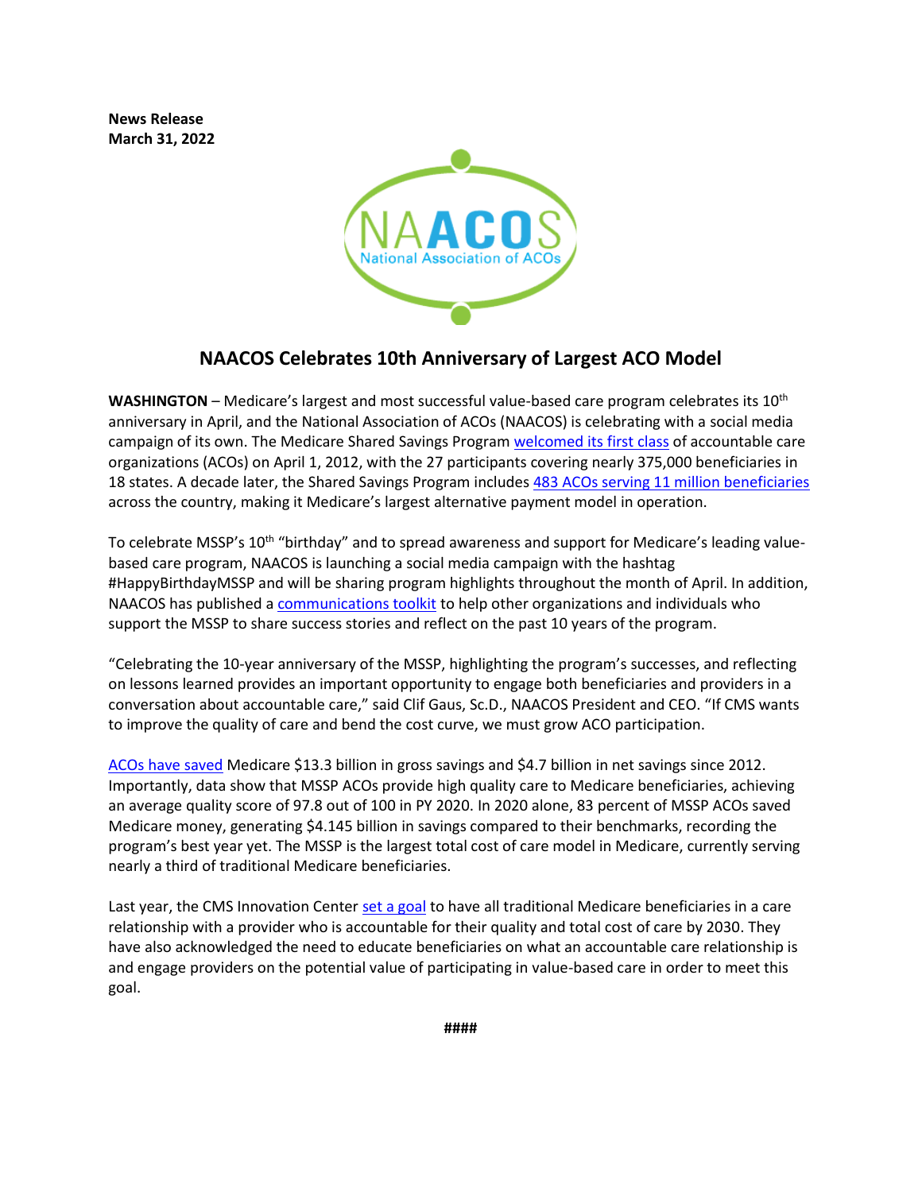**News Release**
**March 31, 2022**

NAACOS
National Association of ACOs

## NAACOS Celebrates 10th Anniversary of Largest ACO Model

**WASHINGTON** – Medicare's largest and most successful value-based care program celebrates its 10th anniversary in April, and the National Association of ACOs (NAACOS) is celebrating with a social media campaign of its own. The Medicare Shared Savings Program welcomed its first class of accountable care organizations (ACOs) on April 1, 2012, with the 27 participants covering nearly 375,000 beneficiaries in 18 states. A decade later, the Shared Savings Program includes 483 ACOs serving 11 million beneficiaries across the country, making it Medicare's largest alternative payment model in operation.

To celebrate MSSP's 10th "birthday" and to spread awareness and support for Medicare's leading value-based care program, NAACOS is launching a social media campaign with the hashtag #HappyBirthdayMSSP and will be sharing program highlights throughout the month of April. In addition, NAACOS has published a communications toolkit to help other organizations and individuals who support the MSSP to share success stories and reflect on the past 10 years of the program.

"Celebrating the 10-year anniversary of the MSSP, highlighting the program's successes, and reflecting on lessons learned provides an important opportunity to engage both beneficiaries and providers in a conversation about accountable care," said Clif Gaus, Sc.D., NAACOS President and CEO. "If CMS wants to improve the quality of care and bend the cost curve, we must grow ACO participation.

ACOs have saved Medicare $13.3 billion in gross savings and $4.7 billion in net savings since 2012. Importantly, data show that MSSP ACOs provide high quality care to Medicare beneficiaries, achieving an average quality score of 97.8 out of 100 in PY 2020. In 2020 alone, 83 percent of MSSP ACOs saved Medicare money, generating $4.145 billion in savings compared to their benchmarks, recording the program's best year yet. The MSSP is the largest total cost of care model in Medicare, currently serving nearly a third of traditional Medicare beneficiaries.

Last year, the CMS Innovation Center set a goal to have all traditional Medicare beneficiaries in a care relationship with a provider who is accountable for their quality and total cost of care by 2030. They have also acknowledged the need to educate beneficiaries on what an accountable care relationship is and engage providers on the potential value of participating in value-based care in order to meet this goal.

####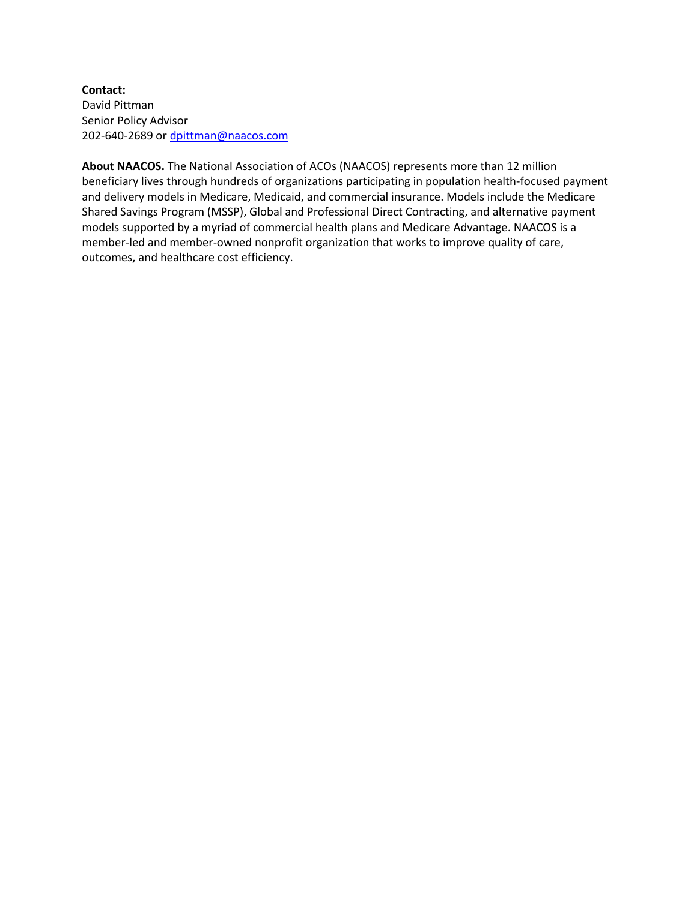**Contact:**
David Pittman
Senior Policy Advisor
202-640-2689 or [dpittman@naacos.com](mailto:dpittman@naacos.com)

**About NAACOS.** The National Association of ACOs (NAACOS) represents more than 12 million beneficiary lives through hundreds of organizations participating in population health-focused payment and delivery models in Medicare, Medicaid, and commercial insurance. Models include the Medicare Shared Savings Program (MSSP), Global and Professional Direct Contracting, and alternative payment models supported by a myriad of commercial health plans and Medicare Advantage. NAACOS is a member-led and member-owned nonprofit organization that works to improve quality of care, outcomes, and healthcare cost efficiency.